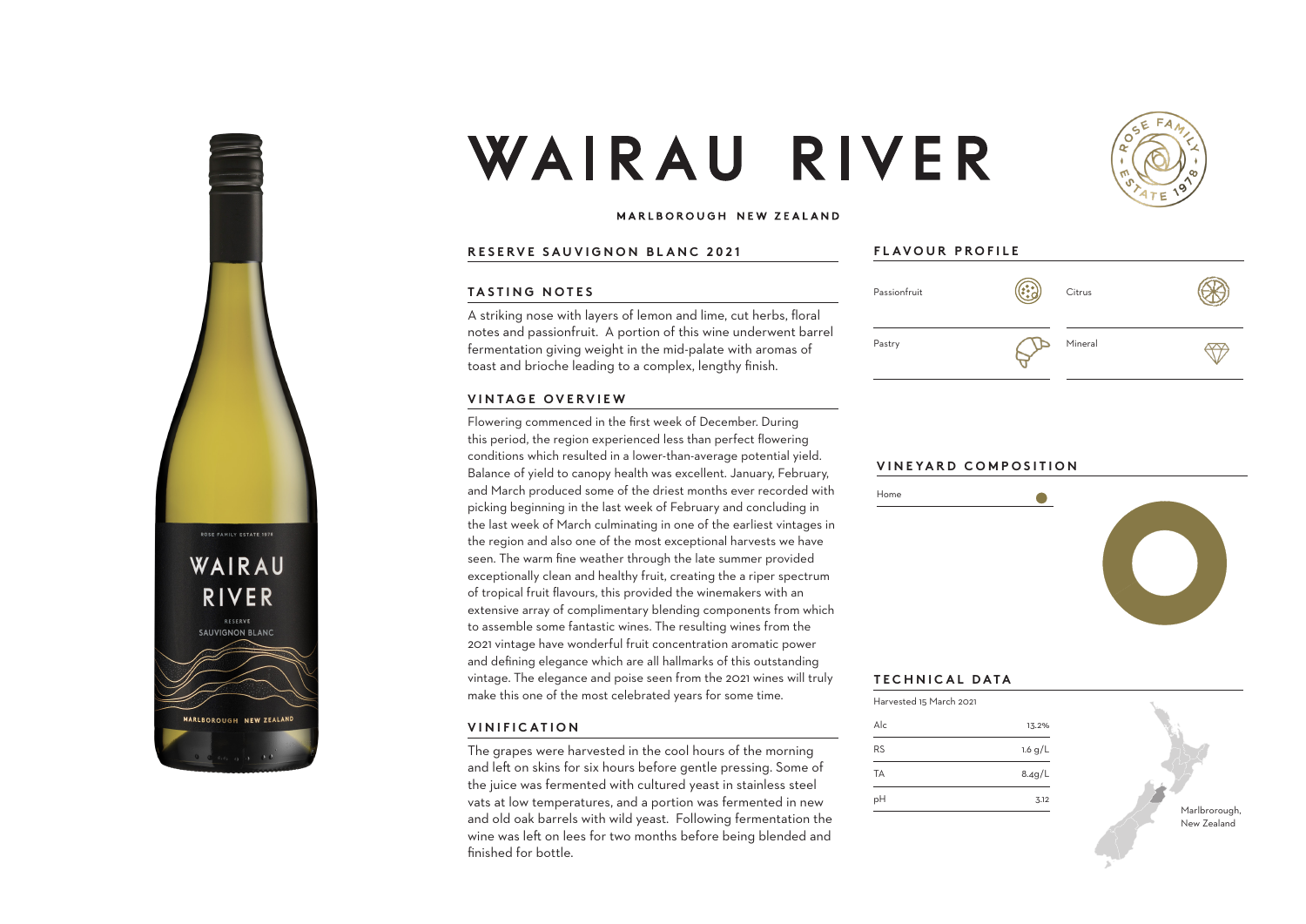# WAIRAU RIVER

**MARLBOROUGH NEW ZEALAND**

## RESERVE SAUVIGNON BLANC 2021

### TASTING NOTES

A striking nose with layers of lemon and lime, cut herbs, floral notes and passionfruit. A portion of this wine underwent barrel fermentation giving weight in the mid-palate with aromas of toast and brioche leading to a complex, lengthy finish.

### VINTAGE OVERVIEW

Flowering commenced in the first week of December. During this period, the region experienced less than perfect flowering conditions which resulted in a lower-than-average potential yield. Balance of yield to canopy health was excellent. January, February, and March produced some of the driest months ever recorded with picking beginning in the last week of February and concluding in the last week of March culminating in one of the earliest vintages in the region and also one of the most exceptional harvests we have seen. The warm fine weather through the late summer provided exceptionally clean and healthy fruit, creating the a riper spectrum of tropical fruit flavours, this provided the winemakers with an extensive array of complimentary blending components from which to assemble some fantastic wines. The resulting wines from the 2021 vintage have wonderful fruit concentration aromatic power and defining elegance which are all hallmarks of this outstanding vintage. The elegance and poise seen from the 2021 wines will truly make this one of the most celebrated years for some time.

### VINIFICATION

The grapes were harvested in the cool hours of the morning and left on skins for six hours before gentle pressing. Some of the juice was fermented with cultured yeast in stainless steel vats at low temperatures, and a portion was fermented in new and old oak barrels with wild yeast. Following fermentation the wine was left on lees for two months before being blended and finished for bottle.

## FLAVOUR PROFILE

- Passionfruit
- Citrus
- Pastry
- Mineral

## VINEYARD COMPOSITION

- Home

## TECHNICAL DATA

Harvested 15 March 2021

| | |
|---|---|
| Alc | 13.2% |
| RS | 1.6 g/L |
| TA | 8.4g/L |
| pH | 3.12 |

Marlborough, New Zealand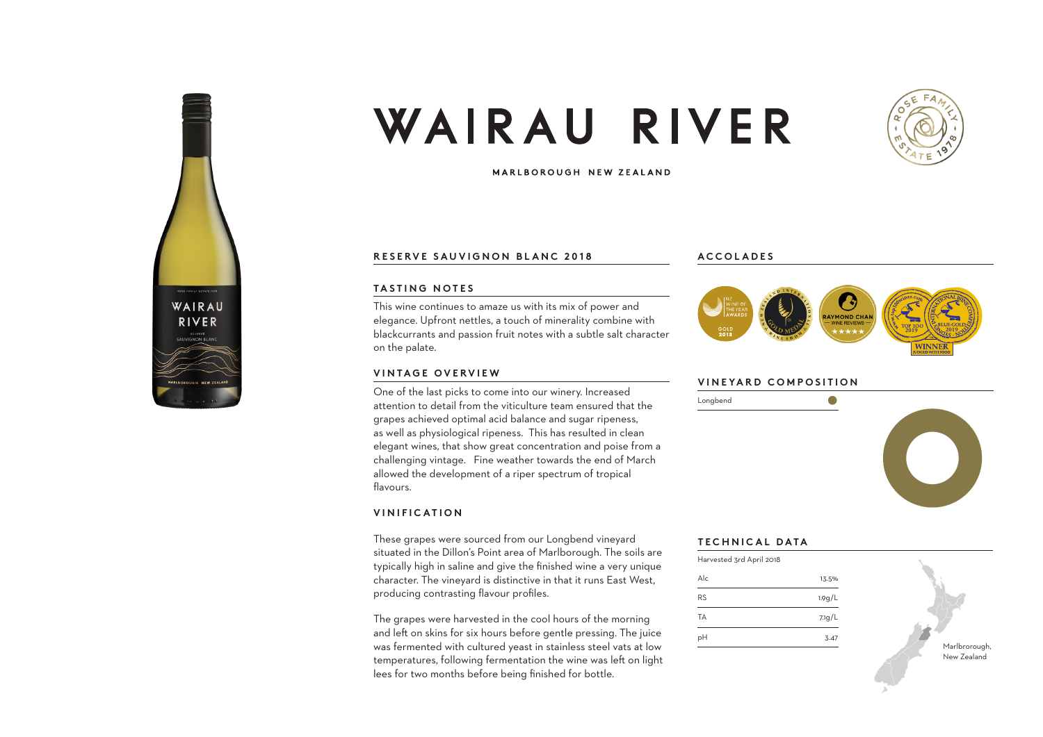# WAIRAU RIVER

MARLBOROUGH NEW ZEALAND

## RESERVE SAUVIGNON BLANC 2018

### TASTING NOTES

This wine continues to amaze us with its mix of power and elegance. Upfront nettles, a touch of minerality combine with blackcurrants and passion fruit notes with a subtle salt character on the palate.

### VINTAGE OVERVIEW

One of the last picks to come into our winery. Increased attention to detail from the viticulture team ensured that the grapes achieved optimal acid balance and sugar ripeness, as well as physiological ripeness. This has resulted in clean elegant wines, that show great concentration and poise from a challenging vintage. Fine weather towards the end of March allowed the development of a riper spectrum of tropical flavours.

### VINIFICATION

These grapes were sourced from our Longbend vineyard situated in the Dillon's Point area of Marlborough. The soils are typically high in saline and give the finished wine a very unique character. The vineyard is distinctive in that it runs East West, producing contrasting flavour profiles.

The grapes were harvested in the cool hours of the morning and left on skins for six hours before gentle pressing. The juice was fermented with cultured yeast in stainless steel vats at low temperatures, following fermentation the wine was left on light lees for two months before being finished for bottle.

## ACCOLADES

NZ Wine of the Year Awards Gold 2018

New Zealand International Wine Show Gold Medal

Raymond Chan Wine Reviews ★★★★★

Top 100 2019

International Wine Competition Blue-Gold 2019 — WINNER Judged with food

## VINEYARD COMPOSITION

Longbend

## TECHNICAL DATA

Harvested 3rd April 2018

| | |
|---|---|
| Alc | 13.5% |
| RS | 1.9g/L |
| TA | 7.1g/L |
| pH | 3.47 |

Marlborough, New Zealand